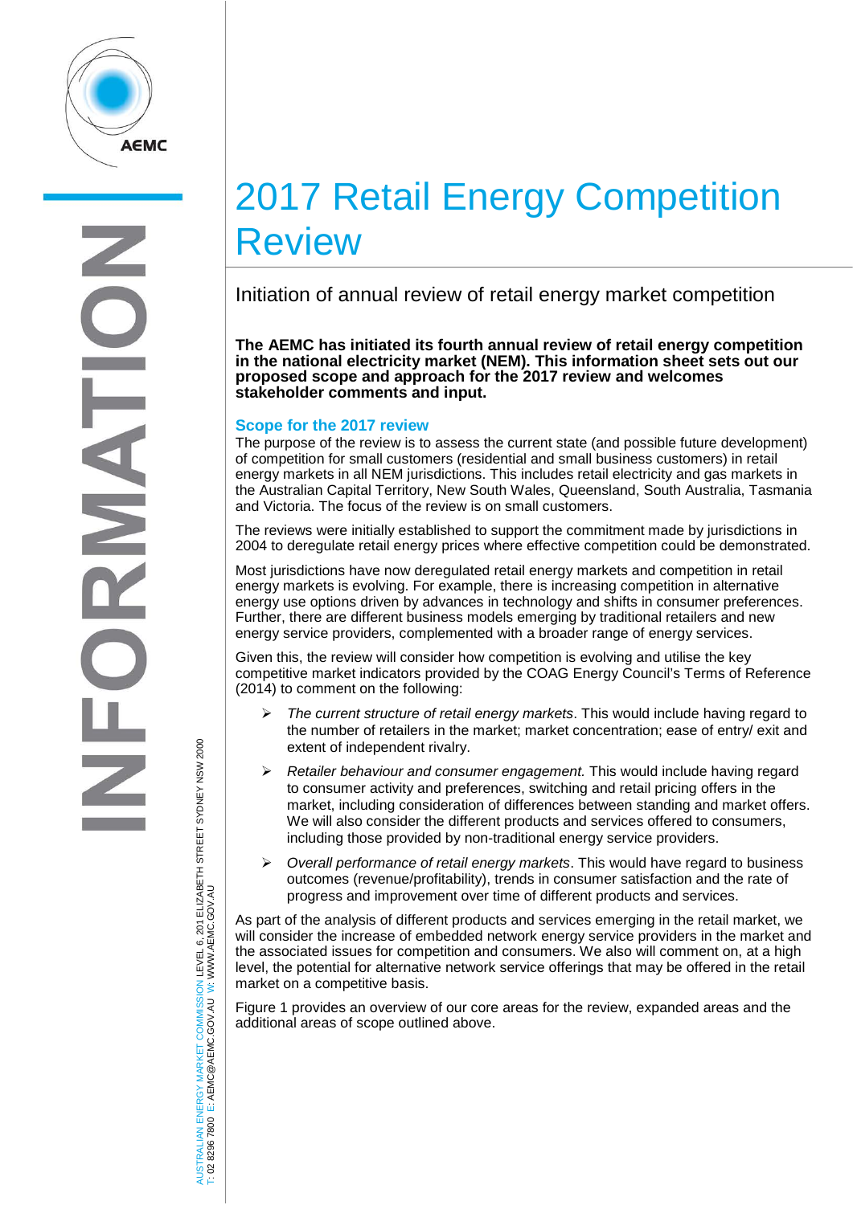# 2017 Retail Energy Competition Review

## Initiation of annual review of retail energy market competition

**The AEMC has initiated its fourth annual review of retail energy competition in the national electricity market (NEM). This information sheet sets out our proposed scope and approach for the 2017 review and welcomes stakeholder comments and input.**

### Scope for the 2017 review

The purpose of the review is to assess the current state (and possible future development) of competition for small customers (residential and small business customers) in retail energy markets in all NEM jurisdictions. This includes retail electricity and gas markets in the Australian Capital Territory, New South Wales, Queensland, South Australia, Tasmania and Victoria. The focus of the review is on small customers.

The reviews were initially established to support the commitment made by jurisdictions in 2004 to deregulate retail energy prices where effective competition could be demonstrated.

Most jurisdictions have now deregulated retail energy markets and competition in retail energy markets is evolving. For example, there is increasing competition in alternative energy use options driven by advances in technology and shifts in consumer preferences. Further, there are different business models emerging by traditional retailers and new energy service providers, complemented with a broader range of energy services.

Given this, the review will consider how competition is evolving and utilise the key competitive market indicators provided by the COAG Energy Council's Terms of Reference (2014) to comment on the following:

- *The current structure of retail energy markets*. This would include having regard to the number of retailers in the market; market concentration; ease of entry/ exit and extent of independent rivalry.
- *Retailer behaviour and consumer engagement.* This would include having regard to consumer activity and preferences, switching and retail pricing offers in the market, including consideration of differences between standing and market offers. We will also consider the different products and services offered to consumers, including those provided by non-traditional energy service providers.
- *Overall performance of retail energy markets*. This would have regard to business outcomes (revenue/profitability), trends in consumer satisfaction and the rate of progress and improvement over time of different products and services.

As part of the analysis of different products and services emerging in the retail market, we will consider the increase of embedded network energy service providers in the market and the associated issues for competition and consumers. We also will comment on, at a high level, the potential for alternative network service offerings that may be offered in the retail market on a competitive basis.

Figure 1 provides an overview of our core areas for the review, expanded areas and the additional areas of scope outlined above.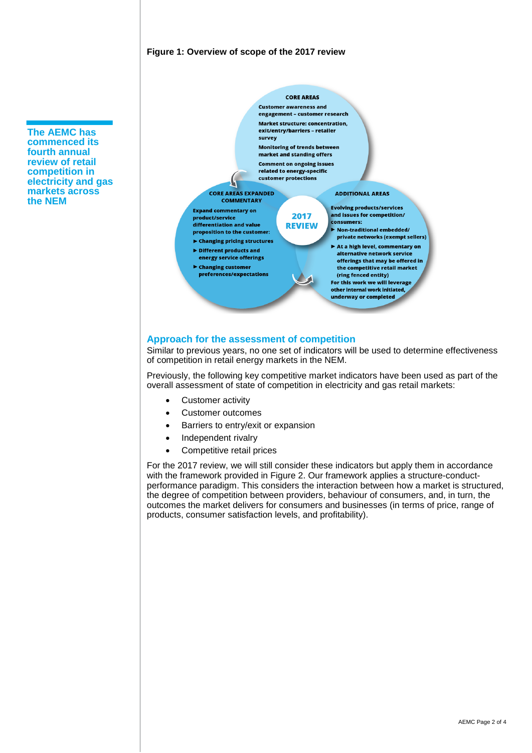**The AEMC has commenced its fourth annual review of retail competition in electricity and gas markets across the NEM**

**Figure 1: Overview of scope of the 2017 review**

**CORE AREAS**

Customer awareness and engagement – customer research

Market structure: concentration, exit/entry/barriers – retailer survey

Monitoring of trends between market and standing offers

Comment on ongoing issues related to energy-specific customer protections

**CORE AREAS EXPANDED COMMENTARY**

Expand commentary on product/service differentiation and value proposition to the customer:

- Changing pricing structures
- Different products and energy service offerings
- Changing customer preferences/expectations

**2017 REVIEW**

**ADDITIONAL AREAS**

Evolving products/services and issues for competition/consumers:

- Non-traditional embedded/private networks (exempt sellers)
- At a high level, commentary on alternative network service offerings that may be offered in the competitive retail market (ring fenced entity)

For this work we will leverage other internal work initiated, underway or completed

## Approach for the assessment of competition

Similar to previous years, no one set of indicators will be used to determine effectiveness of competition in retail energy markets in the NEM.

Previously, the following key competitive market indicators have been used as part of the overall assessment of state of competition in electricity and gas retail markets:

- Customer activity
- Customer outcomes
- Barriers to entry/exit or expansion
- Independent rivalry
- Competitive retail prices

For the 2017 review, we will still consider these indicators but apply them in accordance with the framework provided in Figure 2. Our framework applies a structure-conduct-performance paradigm. This considers the interaction between how a market is structured, the degree of competition between providers, behaviour of consumers, and, in turn, the outcomes the market delivers for consumers and businesses (in terms of price, range of products, consumer satisfaction levels, and profitability).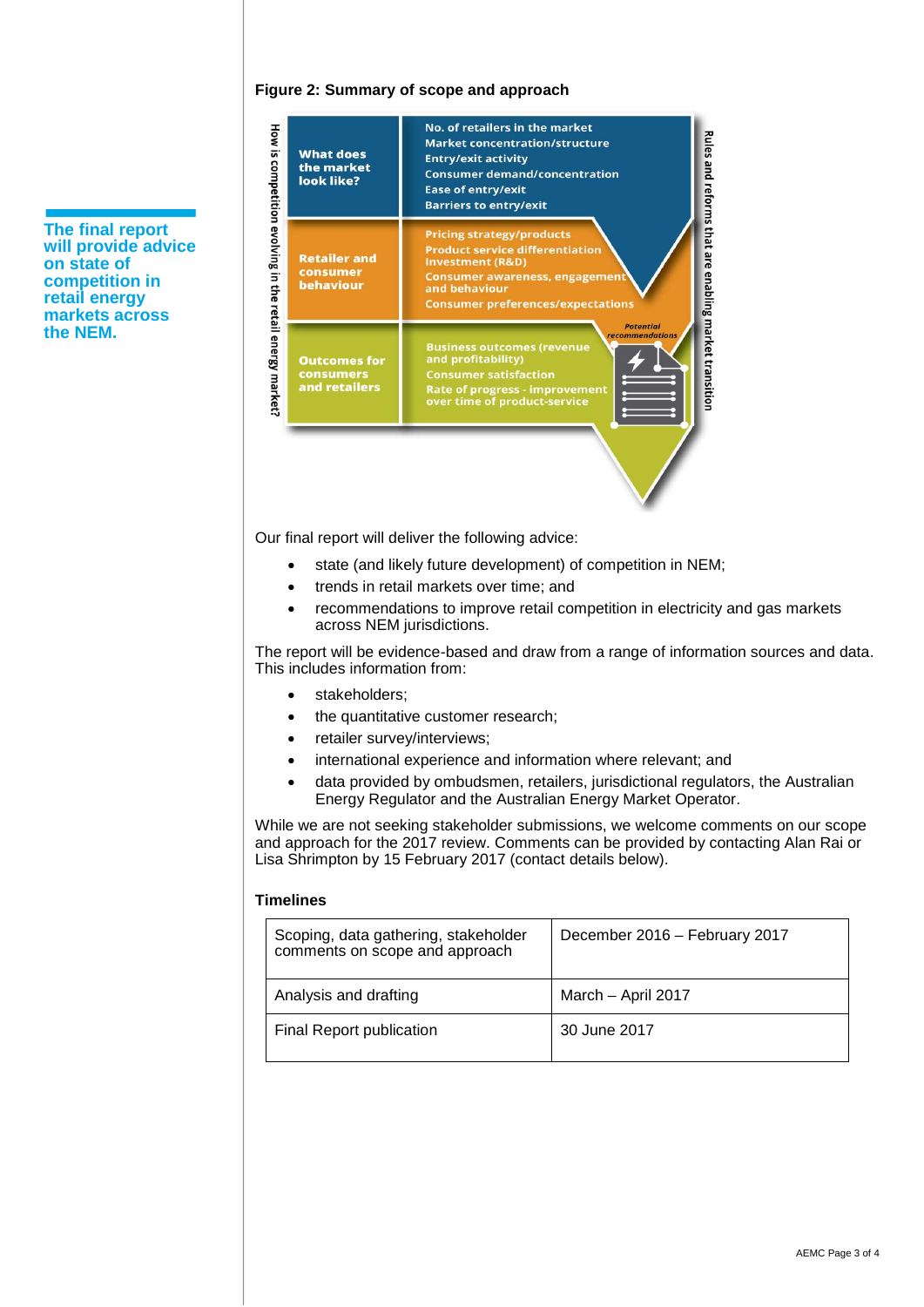The final report will provide advice on state of competition in retail energy markets across the NEM.

**Figure 2: Summary of scope and approach**

| How is competition evolving in the retail energy market? | | Rules and reforms that are enabling market transition |
|---|---|---|
| What does the market look like? | No. of retailers in the market<br>Market concentration/structure<br>Entry/exit activity<br>Consumer demand/concentration<br>Ease of entry/exit<br>Barriers to entry/exit | |
| Retailer and consumer behaviour | Pricing strategy/products<br>Product service differentiation<br>Investment (R&D)<br>Consumer awareness, engagement and behaviour<br>Consumer preferences/expectations | |
| Outcomes for consumers and retailers | Business outcomes (revenue and profitability)<br>Consumer satisfaction<br>Rate of progress - improvement over time of product-service | Potential recommendations |

Our final report will deliver the following advice:

- state (and likely future development) of competition in NEM;
- trends in retail markets over time; and
- recommendations to improve retail competition in electricity and gas markets across NEM jurisdictions.

The report will be evidence-based and draw from a range of information sources and data. This includes information from:

- stakeholders;
- the quantitative customer research;
- retailer survey/interviews;
- international experience and information where relevant; and
- data provided by ombudsmen, retailers, jurisdictional regulators, the Australian Energy Regulator and the Australian Energy Market Operator.

While we are not seeking stakeholder submissions, we welcome comments on our scope and approach for the 2017 review. Comments can be provided by contacting Alan Rai or Lisa Shrimpton by 15 February 2017 (contact details below).

### Timelines

| | |
|---|---|
| Scoping, data gathering, stakeholder comments on scope and approach | December 2016 – February 2017 |
| Analysis and drafting | March – April 2017 |
| Final Report publication | 30 June 2017 |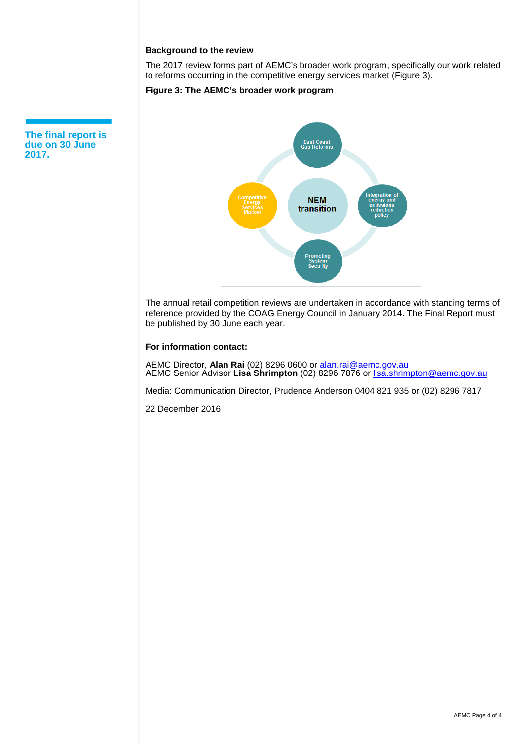The final report is due on 30 June 2017.

**Background to the review**

The 2017 review forms part of AEMC's broader work program, specifically our work related to reforms occurring in the competitive energy services market (Figure 3).

**Figure 3: The AEMC's broader work program**

East Coast Gas Reforms

Competitive Energy Services Market

NEM transition

Integration of energy and emissions reduction policy

Promoting System Security

The annual retail competition reviews are undertaken in accordance with standing terms of reference provided by the COAG Energy Council in January 2014. The Final Report must be published by 30 June each year.

**For information contact:**

AEMC Director, **Alan Rai** (02) 8296 0600 or alan.rai@aemc.gov.au
AEMC Senior Advisor **Lisa Shrimpton** (02) 8296 7876 or lisa.shrimpton@aemc.gov.au

Media: Communication Director, Prudence Anderson 0404 821 935 or (02) 8296 7817

22 December 2016